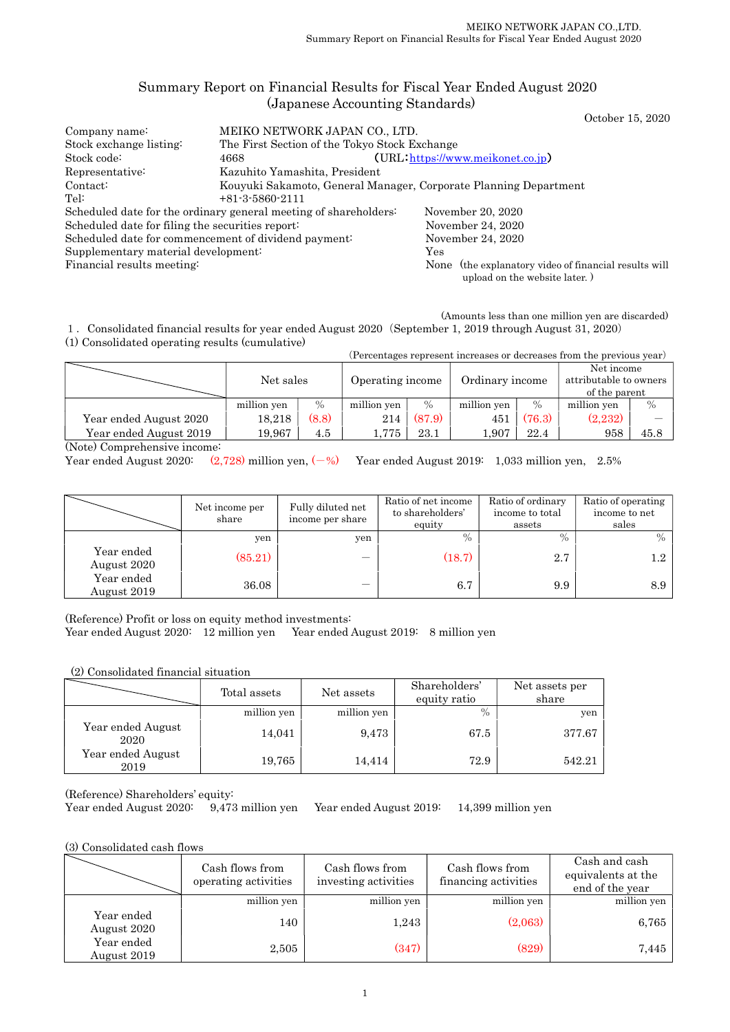# Summary Report on Financial Results for Fiscal Year Ended August 2020 (Japanese Accounting Standards)

October 15, 2020

| | |
|---|---|
| Company name: | MEIKO NETWORK JAPAN CO., LTD. |
| Stock exchange listing: | The First Section of the Tokyo Stock Exchange |
| Stock code: | 4668 (URL: https://www.meikonet.co.jp) |
| Representative: | Kazuhito Yamashita, President |
| Contact: | Kouyuki Sakamoto, General Manager, Corporate Planning Department |
| Tel: | +81-3-5860-2111 |

Scheduled date for the ordinary general meeting of shareholders: November 20, 2020
Scheduled date for filing the securities report: November 24, 2020
Scheduled date for commencement of dividend payment: November 24, 2020
Supplementary material development: Yes
Financial results meeting: None (the explanatory video of financial results will upload on the website later. )

(Amounts less than one million yen are discarded)

1 . Consolidated financial results for year ended August 2020 (September 1, 2019 through August 31, 2020)

(1) Consolidated operating results (cumulative)

(Percentages represent increases or decreases from the previous year)

| | Net sales | | Operating income | | Ordinary income | | Net income attributable to owners of the parent | |
|---|---|---|---|---|---|---|---|---|
| | million yen | % | million yen | % | million yen | % | million yen | % |
| Year ended August 2020 | 18,218 | (8.8) | 214 | (87.9) | 451 | (76.3) | (2,232) | ― |
| Year ended August 2019 | 19,967 | 4.5 | 1,775 | 23.1 | 1,907 | 22.4 | 958 | 45.8 |

(Note) Comprehensive income:
Year ended August 2020: (2,728) million yen, (―%) Year ended August 2019: 1,033 million yen, 2.5%

| | Net income per share | Fully diluted net income per share | Ratio of net income to shareholders' equity | Ratio of ordinary income to total assets | Ratio of operating income to net sales |
|---|---|---|---|---|---|
| | yen | yen | % | % | % |
| Year ended August 2020 | (85.21) | ― | (18.7) | 2.7 | 1.2 |
| Year ended August 2019 | 36.08 | ― | 6.7 | 9.9 | 8.9 |

(Reference) Profit or loss on equity method investments:
Year ended August 2020: 12 million yen Year ended August 2019: 8 million yen

(2) Consolidated financial situation

| | Total assets | Net assets | Shareholders' equity ratio | Net assets per share |
|---|---|---|---|---|
| | million yen | million yen | % | yen |
| Year ended August 2020 | 14,041 | 9,473 | 67.5 | 377.67 |
| Year ended August 2019 | 19,765 | 14,414 | 72.9 | 542.21 |

(Reference) Shareholders' equity:
Year ended August 2020: 9,473 million yen Year ended August 2019: 14,399 million yen

(3) Consolidated cash flows

| | Cash flows from operating activities | Cash flows from investing activities | Cash flows from financing activities | Cash and cash equivalents at the end of the year |
|---|---|---|---|---|
| | million yen | million yen | million yen | million yen |
| Year ended August 2020 | 140 | 1,243 | (2,063) | 6,765 |
| Year ended August 2019 | 2,505 | (347) | (829) | 7,445 |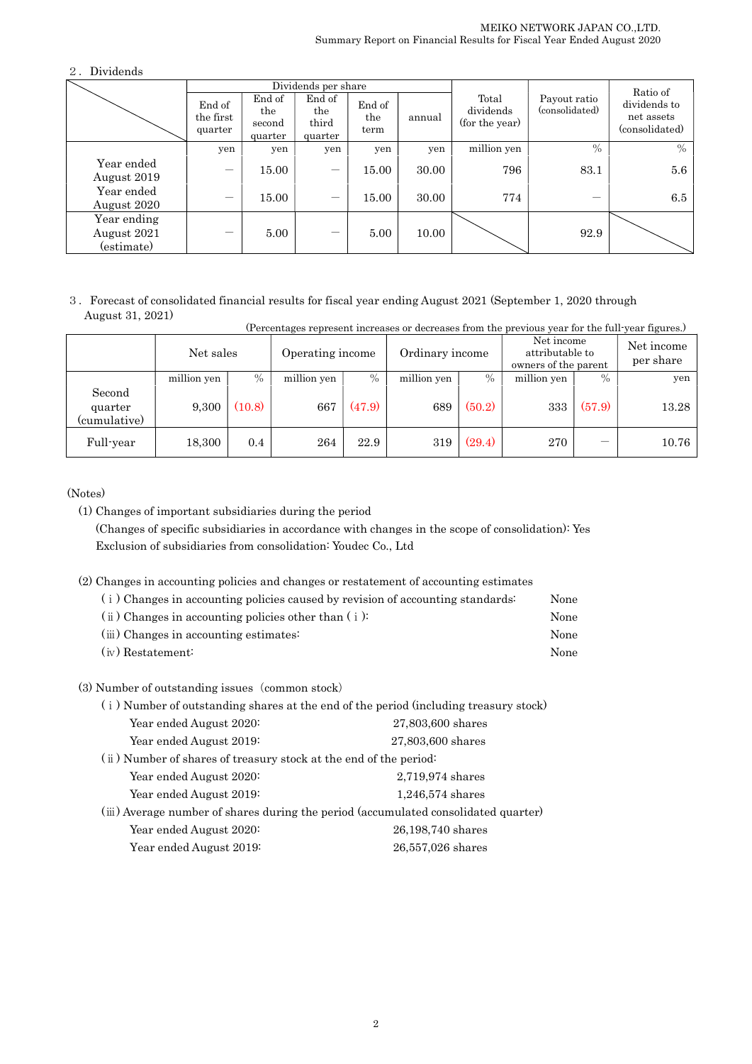## 2. Dividends

| | Dividends per share | | | | | Total dividends (for the year) | Payout ratio (consolidated) | Ratio of dividends to net assets (consolidated) |
|---|---|---|---|---|---|---|---|---|
| | End of the first quarter | End of the second quarter | End of the third quarter | End of the term | annual | | | |
| | yen | yen | yen | yen | yen | million yen | % | % |
| Year ended August 2019 | — | 15.00 | — | 15.00 | 30.00 | 796 | 83.1 | 5.6 |
| Year ended August 2020 | — | 15.00 | — | 15.00 | 30.00 | 774 | — | 6.5 |
| Year ending August 2021 (estimate) | — | 5.00 | — | 5.00 | 10.00 | | 92.9 | |

## 3. Forecast of consolidated financial results for fiscal year ending August 2021 (September 1, 2020 through August 31, 2021)

(Percentages represent increases or decreases from the previous year for the full-year figures.)

| | Net sales | | Operating income | | Ordinary income | | Net income attributable to owners of the parent | | Net income per share |
|---|---|---|---|---|---|---|---|---|---|
| | million yen | % | million yen | % | million yen | % | million yen | % | yen |
| Second quarter (cumulative) | 9,300 | (10.8) | 667 | (47.9) | 689 | (50.2) | 333 | (57.9) | 13.28 |
| Full-year | 18,300 | 0.4 | 264 | 22.9 | 319 | (29.4) | 270 | — | 10.76 |

(Notes)

(1) Changes of important subsidiaries during the period
(Changes of specific subsidiaries in accordance with changes in the scope of consolidation): Yes
Exclusion of subsidiaries from consolidation: Youdec Co., Ltd

(2) Changes in accounting policies and changes or restatement of accounting estimates

- (i) Changes in accounting policies caused by revision of accounting standards: None
- (ii) Changes in accounting policies other than (i): None
- (iii) Changes in accounting estimates: None
- (iv) Restatement: None

(3) Number of outstanding issues (common stock)

(i) Number of outstanding shares at the end of the period (including treasury stock)

| | |
|---|---|
| Year ended August 2020: | 27,803,600 shares |
| Year ended August 2019: | 27,803,600 shares |

(ii) Number of shares of treasury stock at the end of the period:

| | |
|---|---|
| Year ended August 2020: | 2,719,974 shares |
| Year ended August 2019: | 1,246,574 shares |

(iii) Average number of shares during the period (accumulated consolidated quarter)

| | |
|---|---|
| Year ended August 2020: | 26,198,740 shares |
| Year ended August 2019: | 26,557,026 shares |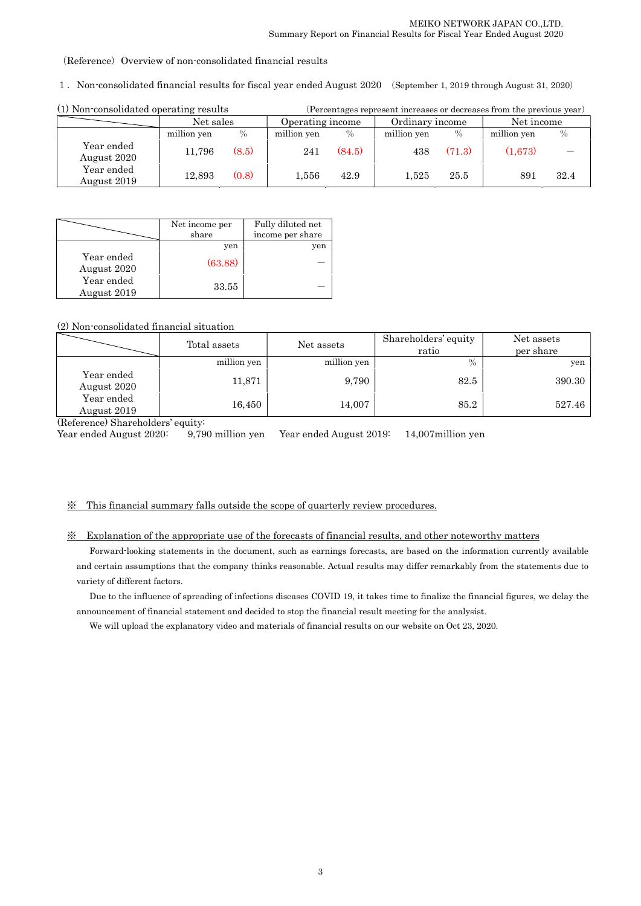(Reference) Overview of non-consolidated financial results

1. Non-consolidated financial results for fiscal year ended August 2020 (September 1, 2019 through August 31, 2020)

(1) Non-consolidated operating results (Percentages represent increases or decreases from the previous year)

| | Net sales | | Operating income | | Ordinary income | | Net income | |
|---|---|---|---|---|---|---|---|---|
| | million yen | % | million yen | % | million yen | % | million yen | % |
| Year ended August 2020 | 11,796 | (8.5) | 241 | (84.5) | 438 | (71.3) | (1,673) | ― |
| Year ended August 2019 | 12,893 | (0.8) | 1,556 | 42.9 | 1,525 | 25.5 | 891 | 32.4 |

| | Net income per share | Fully diluted net income per share |
|---|---|---|
| | yen | yen |
| Year ended August 2020 | (63.88) | ― |
| Year ended August 2019 | 33.55 | ― |

(2) Non-consolidated financial situation

| | Total assets | Net assets | Shareholders' equity ratio | Net assets per share |
|---|---|---|---|---|
| | million yen | million yen | % | yen |
| Year ended August 2020 | 11,871 | 9,790 | 82.5 | 390.30 |
| Year ended August 2019 | 16,450 | 14,007 | 85.2 | 527.46 |

(Reference) Shareholders' equity:
Year ended August 2020: 9,790 million yen Year ended August 2019: 14,007million yen

※ This financial summary falls outside the scope of quarterly review procedures.

※ Explanation of the appropriate use of the forecasts of financial results, and other noteworthy matters

Forward-looking statements in the document, such as earnings forecasts, are based on the information currently available and certain assumptions that the company thinks reasonable. Actual results may differ remarkably from the statements due to variety of different factors.

Due to the influence of spreading of infections diseases COVID 19, it takes time to finalize the financial figures, we delay the announcement of financial statement and decided to stop the financial result meeting for the analysist.

We will upload the explanatory video and materials of financial results on our website on Oct 23, 2020.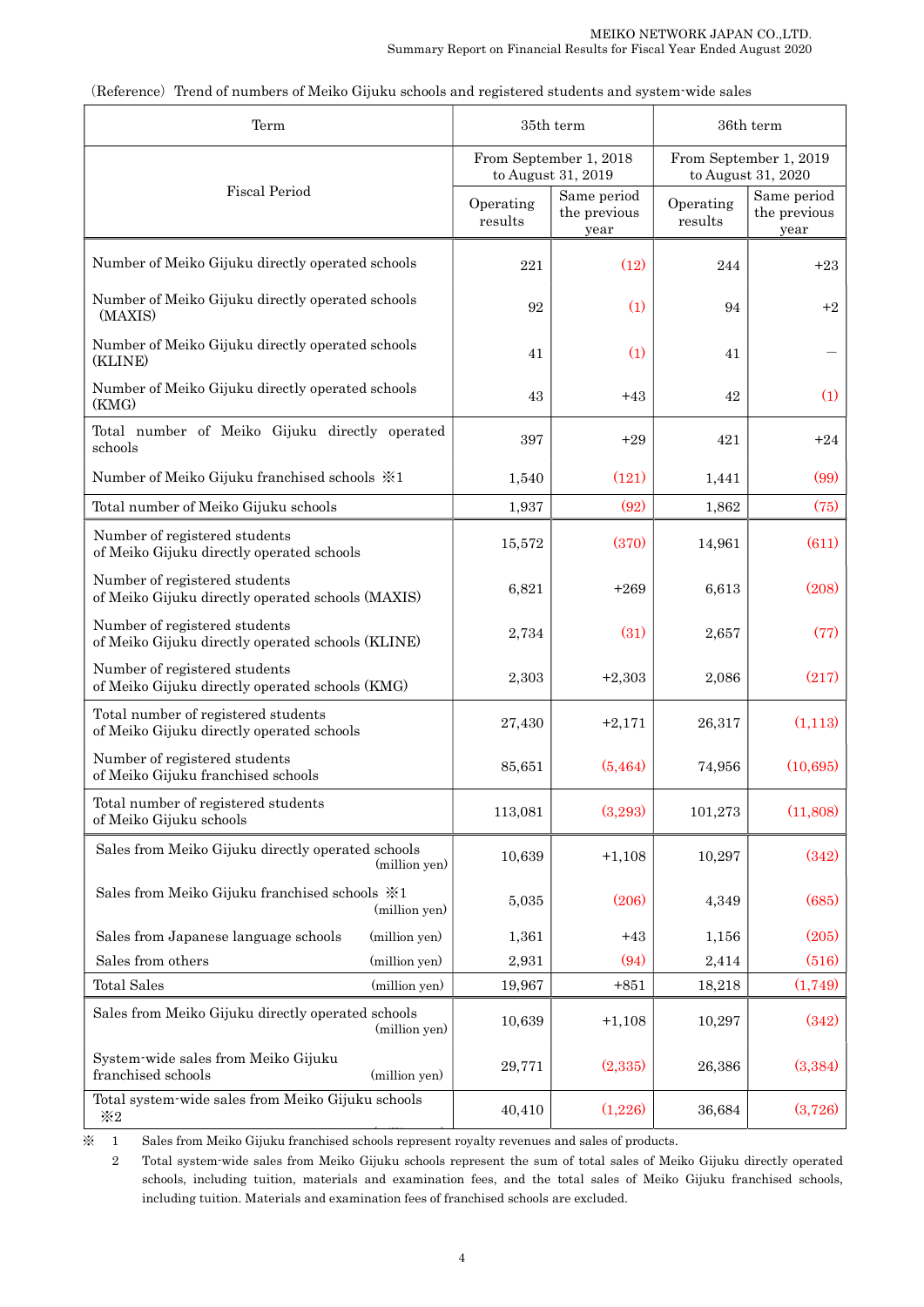（Reference）Trend of numbers of Meiko Gijuku schools and registered students and system-wide sales

| Term | 35th term | | 36th term | |
|---|---|---|---|---|
| Fiscal Period | From September 1, 2018 to August 31, 2019 | | From September 1, 2019 to August 31, 2020 | |
| | Operating results | Same period the previous year | Operating results | Same period the previous year |
| Number of Meiko Gijuku directly operated schools | 221 | (12) | 244 | +23 |
| Number of Meiko Gijuku directly operated schools (MAXIS) | 92 | (1) | 94 | +2 |
| Number of Meiko Gijuku directly operated schools (KLINE) | 41 | (1) | 41 | — |
| Number of Meiko Gijuku directly operated schools (KMG) | 43 | +43 | 42 | (1) |
| Total number of Meiko Gijuku directly operated schools | 397 | +29 | 421 | +24 |
| Number of Meiko Gijuku franchised schools ※1 | 1,540 | (121) | 1,441 | (99) |
| Total number of Meiko Gijuku schools | 1,937 | (92) | 1,862 | (75) |
| Number of registered students of Meiko Gijuku directly operated schools | 15,572 | (370) | 14,961 | (611) |
| Number of registered students of Meiko Gijuku directly operated schools (MAXIS) | 6,821 | +269 | 6,613 | (208) |
| Number of registered students of Meiko Gijuku directly operated schools (KLINE) | 2,734 | (31) | 2,657 | (77) |
| Number of registered students of Meiko Gijuku directly operated schools (KMG) | 2,303 | +2,303 | 2,086 | (217) |
| Total number of registered students of Meiko Gijuku directly operated schools | 27,430 | +2,171 | 26,317 | (1,113) |
| Number of registered students of Meiko Gijuku franchised schools | 85,651 | (5,464) | 74,956 | (10,695) |
| Total number of registered students of Meiko Gijuku schools | 113,081 | (3,293) | 101,273 | (11,808) |
| Sales from Meiko Gijuku directly operated schools (million yen) | 10,639 | +1,108 | 10,297 | (342) |
| Sales from Meiko Gijuku franchised schools ※1 (million yen) | 5,035 | (206) | 4,349 | (685) |
| Sales from Japanese language schools (million yen) | 1,361 | +43 | 1,156 | (205) |
| Sales from others (million yen) | 2,931 | (94) | 2,414 | (516) |
| Total Sales (million yen) | 19,967 | +851 | 18,218 | (1,749) |
| Sales from Meiko Gijuku directly operated schools (million yen) | 10,639 | +1,108 | 10,297 | (342) |
| System-wide sales from Meiko Gijuku franchised schools (million yen) | 29,771 | (2,335) | 26,386 | (3,384) |
| Total system-wide sales from Meiko Gijuku schools ※2 | 40,410 | (1,226) | 36,684 | (3,726) |

※ 1 Sales from Meiko Gijuku franchised schools represent royalty revenues and sales of products.

2 Total system-wide sales from Meiko Gijuku schools represent the sum of total sales of Meiko Gijuku directly operated schools, including tuition, materials and examination fees, and the total sales of Meiko Gijuku franchised schools, including tuition. Materials and examination fees of franchised schools are excluded.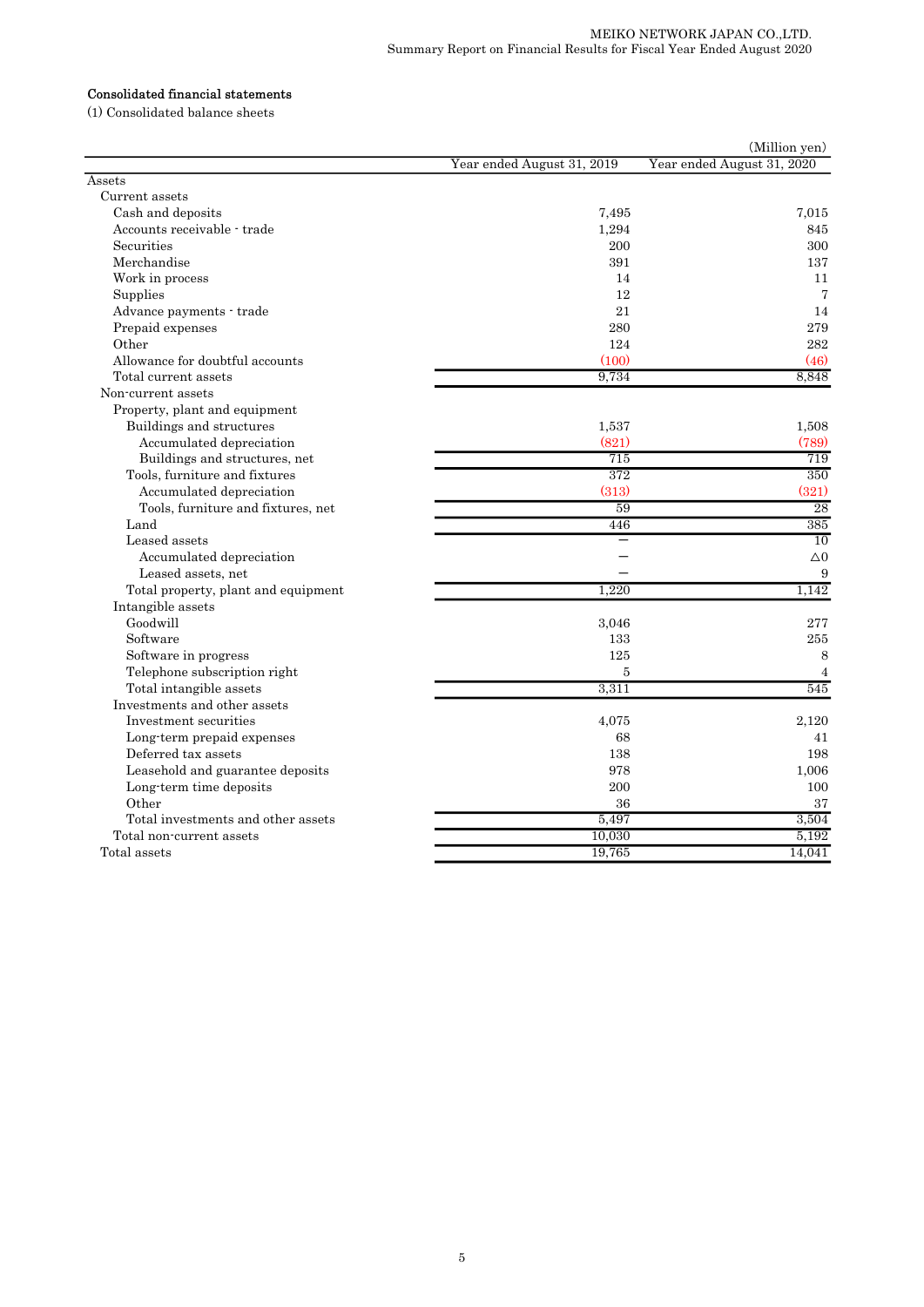## Consolidated financial statements

(1) Consolidated balance sheets

(Million yen)

| | Year ended August 31, 2019 | Year ended August 31, 2020 |
|---|---|---|
| Assets | | |
| Current assets | | |
| Cash and deposits | 7,495 | 7,015 |
| Accounts receivable - trade | 1,294 | 845 |
| Securities | 200 | 300 |
| Merchandise | 391 | 137 |
| Work in process | 14 | 11 |
| Supplies | 12 | 7 |
| Advance payments - trade | 21 | 14 |
| Prepaid expenses | 280 | 279 |
| Other | 124 | 282 |
| Allowance for doubtful accounts | (100) | (46) |
| Total current assets | 9,734 | 8,848 |
| Non-current assets | | |
| Property, plant and equipment | | |
| Buildings and structures | 1,537 | 1,508 |
| Accumulated depreciation | (821) | (789) |
| Buildings and structures, net | 715 | 719 |
| Tools, furniture and fixtures | 372 | 350 |
| Accumulated depreciation | (313) | (321) |
| Tools, furniture and fixtures, net | 59 | 28 |
| Land | 446 | 385 |
| Leased assets | — | 10 |
| Accumulated depreciation | — | △0 |
| Leased assets, net | — | 9 |
| Total property, plant and equipment | 1,220 | 1,142 |
| Intangible assets | | |
| Goodwill | 3,046 | 277 |
| Software | 133 | 255 |
| Software in progress | 125 | 8 |
| Telephone subscription right | 5 | 4 |
| Total intangible assets | 3,311 | 545 |
| Investments and other assets | | |
| Investment securities | 4,075 | 2,120 |
| Long-term prepaid expenses | 68 | 41 |
| Deferred tax assets | 138 | 198 |
| Leasehold and guarantee deposits | 978 | 1,006 |
| Long-term time deposits | 200 | 100 |
| Other | 36 | 37 |
| Total investments and other assets | 5,497 | 3,504 |
| Total non-current assets | 10,030 | 5,192 |
| Total assets | 19,765 | 14,041 |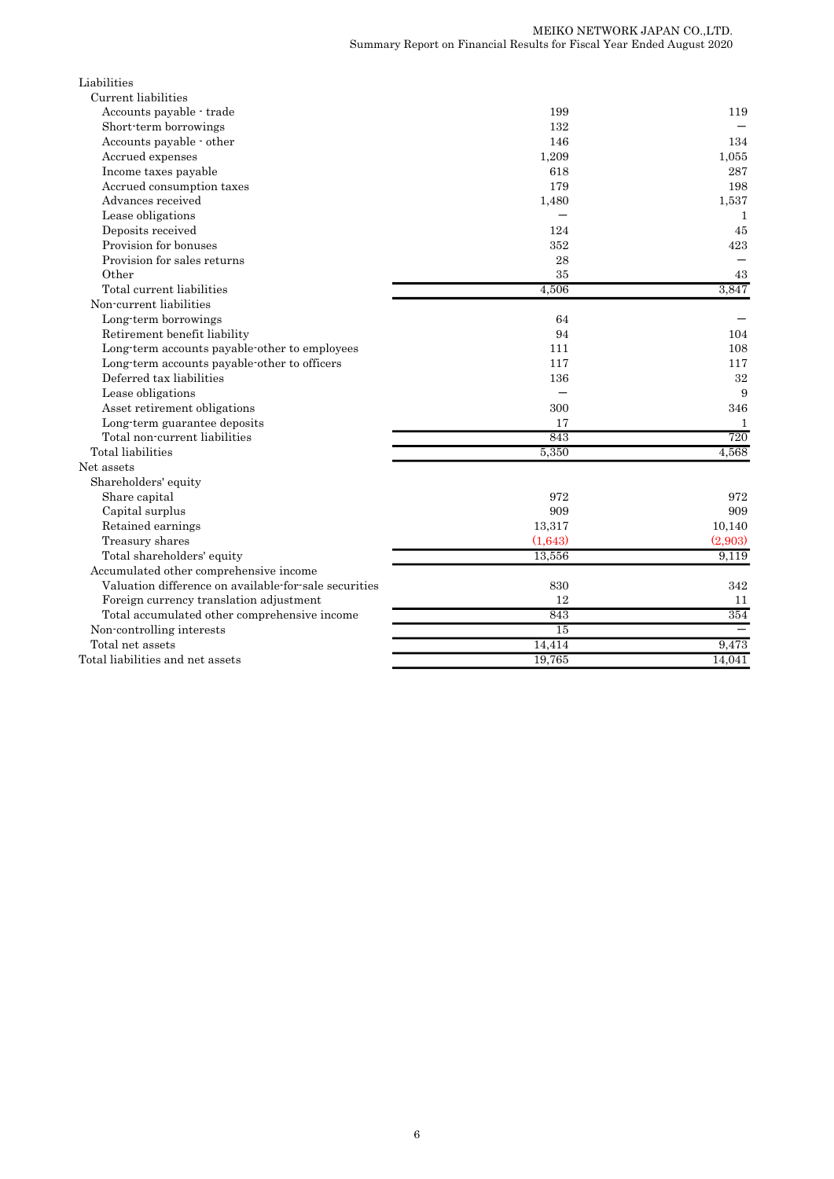| | | |
|---|---|---|
| Liabilities | | |
| Current liabilities | | |
| Accounts payable - trade | 199 | 119 |
| Short-term borrowings | 132 | – |
| Accounts payable - other | 146 | 134 |
| Accrued expenses | 1,209 | 1,055 |
| Income taxes payable | 618 | 287 |
| Accrued consumption taxes | 179 | 198 |
| Advances received | 1,480 | 1,537 |
| Lease obligations | – | 1 |
| Deposits received | 124 | 45 |
| Provision for bonuses | 352 | 423 |
| Provision for sales returns | 28 | – |
| Other | 35 | 43 |
| Total current liabilities | 4,506 | 3,847 |
| Non-current liabilities | | |
| Long-term borrowings | 64 | – |
| Retirement benefit liability | 94 | 104 |
| Long-term accounts payable-other to employees | 111 | 108 |
| Long-term accounts payable-other to officers | 117 | 117 |
| Deferred tax liabilities | 136 | 32 |
| Lease obligations | – | 9 |
| Asset retirement obligations | 300 | 346 |
| Long-term guarantee deposits | 17 | 1 |
| Total non-current liabilities | 843 | 720 |
| Total liabilities | 5,350 | 4,568 |
| Net assets | | |
| Shareholders' equity | | |
| Share capital | 972 | 972 |
| Capital surplus | 909 | 909 |
| Retained earnings | 13,317 | 10,140 |
| Treasury shares | (1,643) | (2,903) |
| Total shareholders' equity | 13,556 | 9,119 |
| Accumulated other comprehensive income | | |
| Valuation difference on available-for-sale securities | 830 | 342 |
| Foreign currency translation adjustment | 12 | 11 |
| Total accumulated other comprehensive income | 843 | 354 |
| Non-controlling interests | 15 | – |
| Total net assets | 14,414 | 9,473 |
| Total liabilities and net assets | 19,765 | 14,041 |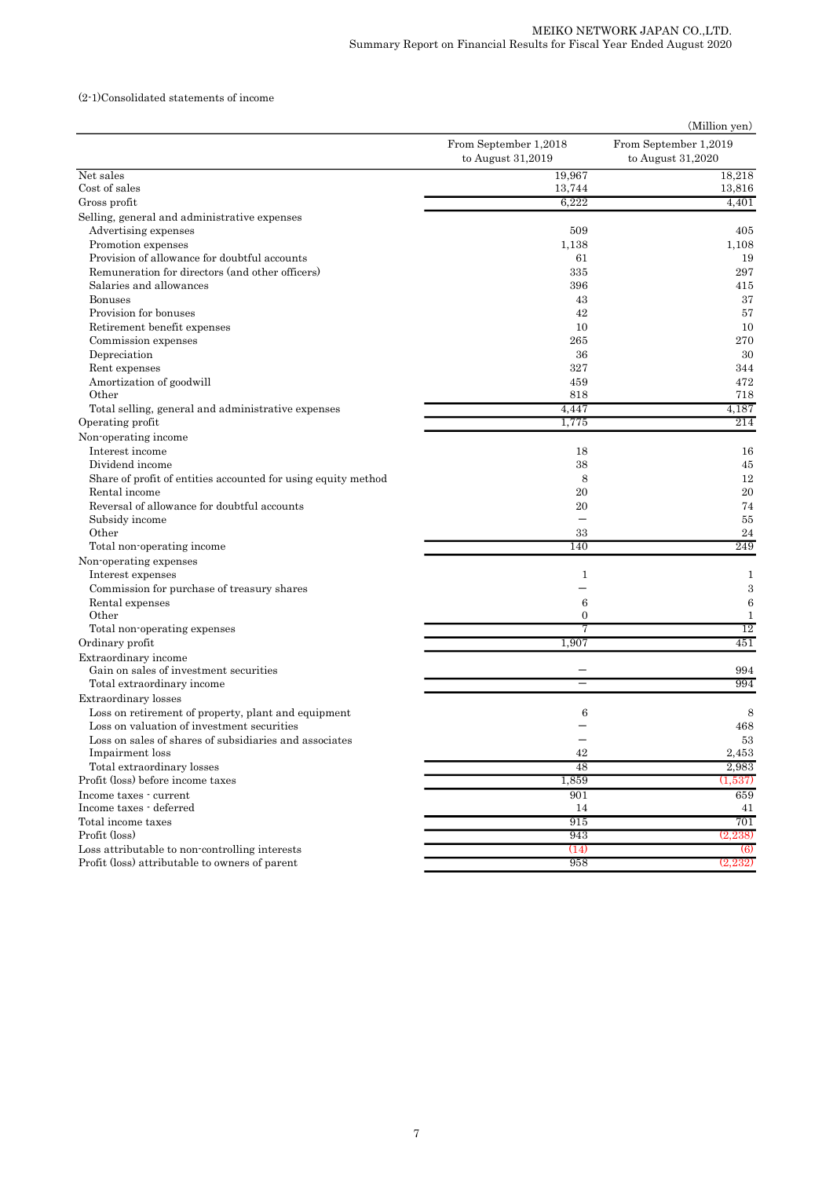(2-1)Consolidated statements of income

(Million yen)

| | From September 1,2018 to August 31,2019 | From September 1,2019 to August 31,2020 |
|---|---|---|
| Net sales | 19,967 | 18,218 |
| Cost of sales | 13,744 | 13,816 |
| Gross profit | 6,222 | 4,401 |
| Selling, general and administrative expenses | | |
| Advertising expenses | 509 | 405 |
| Promotion expenses | 1,138 | 1,108 |
| Provision of allowance for doubtful accounts | 61 | 19 |
| Remuneration for directors (and other officers) | 335 | 297 |
| Salaries and allowances | 396 | 415 |
| Bonuses | 43 | 37 |
| Provision for bonuses | 42 | 57 |
| Retirement benefit expenses | 10 | 10 |
| Commission expenses | 265 | 270 |
| Depreciation | 36 | 30 |
| Rent expenses | 327 | 344 |
| Amortization of goodwill | 459 | 472 |
| Other | 818 | 718 |
| Total selling, general and administrative expenses | 4,447 | 4,187 |
| Operating profit | 1,775 | 214 |
| Non-operating income | | |
| Interest income | 18 | 16 |
| Dividend income | 38 | 45 |
| Share of profit of entities accounted for using equity method | 8 | 12 |
| Rental income | 20 | 20 |
| Reversal of allowance for doubtful accounts | 20 | 74 |
| Subsidy income | － | 55 |
| Other | 33 | 24 |
| Total non-operating income | 140 | 249 |
| Non-operating expenses | | |
| Interest expenses | 1 | 1 |
| Commission for purchase of treasury shares | － | 3 |
| Rental expenses | 6 | 6 |
| Other | 0 | 1 |
| Total non-operating expenses | 7 | 12 |
| Ordinary profit | 1,907 | 451 |
| Extraordinary income | | |
| Gain on sales of investment securities | － | 994 |
| Total extraordinary income | － | 994 |
| Extraordinary losses | | |
| Loss on retirement of property, plant and equipment | 6 | 8 |
| Loss on valuation of investment securities | － | 468 |
| Loss on sales of shares of subsidiaries and associates | － | 53 |
| Impairment loss | 42 | 2,453 |
| Total extraordinary losses | 48 | 2,983 |
| Profit (loss) before income taxes | 1,859 | (1,537) |
| Income taxes - current | 901 | 659 |
| Income taxes - deferred | 14 | 41 |
| Total income taxes | 915 | 701 |
| Profit (loss) | 943 | (2,238) |
| Loss attributable to non-controlling interests | (14) | (6) |
| Profit (loss) attributable to owners of parent | 958 | (2,232) |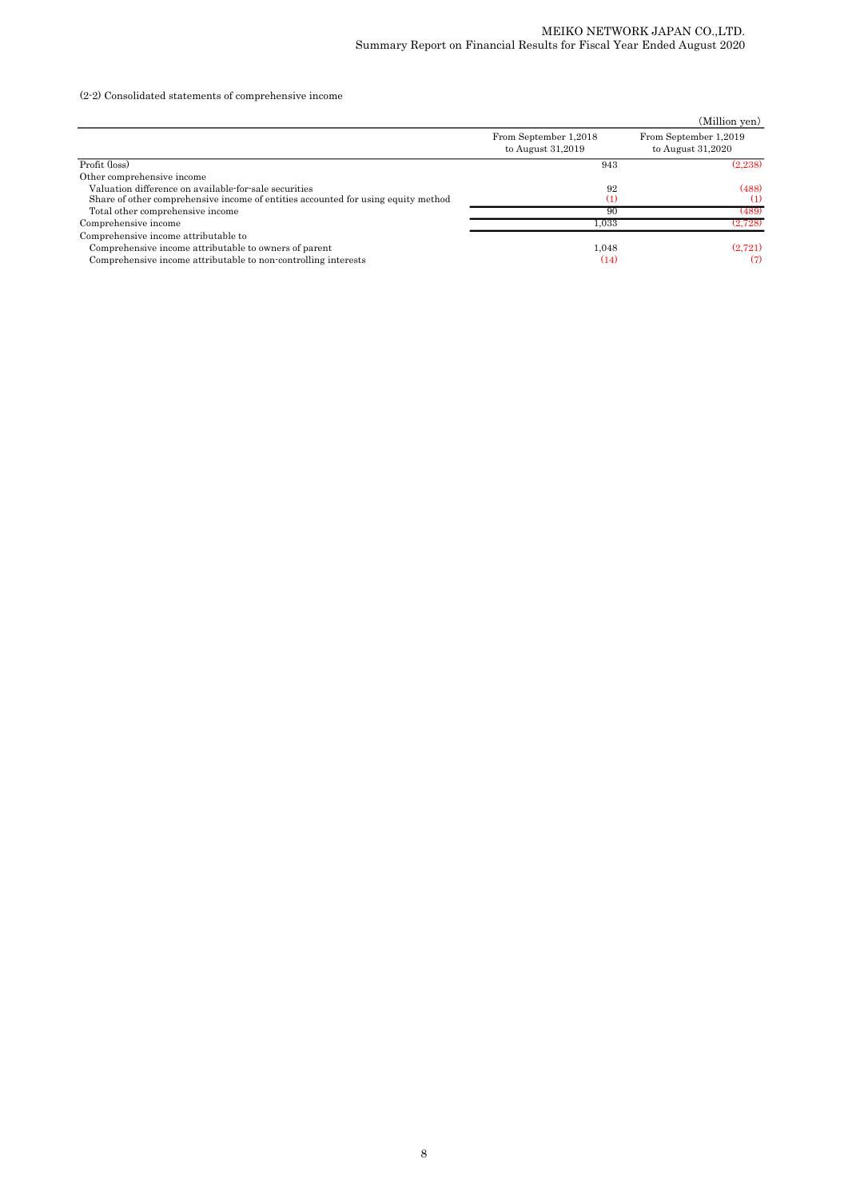(2-2) Consolidated statements of comprehensive income

(Million yen)

| | From September 1,2018 to August 31,2019 | From September 1,2019 to August 31,2020 |
|---|---|---|
| Profit (loss) | 943 | (2,238) |
| Other comprehensive income | | |
| Valuation difference on available-for-sale securities | 92 | (488) |
| Share of other comprehensive income of entities accounted for using equity method | (1) | (1) |
| Total other comprehensive income | 90 | (489) |
| Comprehensive income | 1,033 | (2,728) |
| Comprehensive income attributable to | | |
| Comprehensive income attributable to owners of parent | 1,048 | (2,721) |
| Comprehensive income attributable to non-controlling interests | (14) | (7) |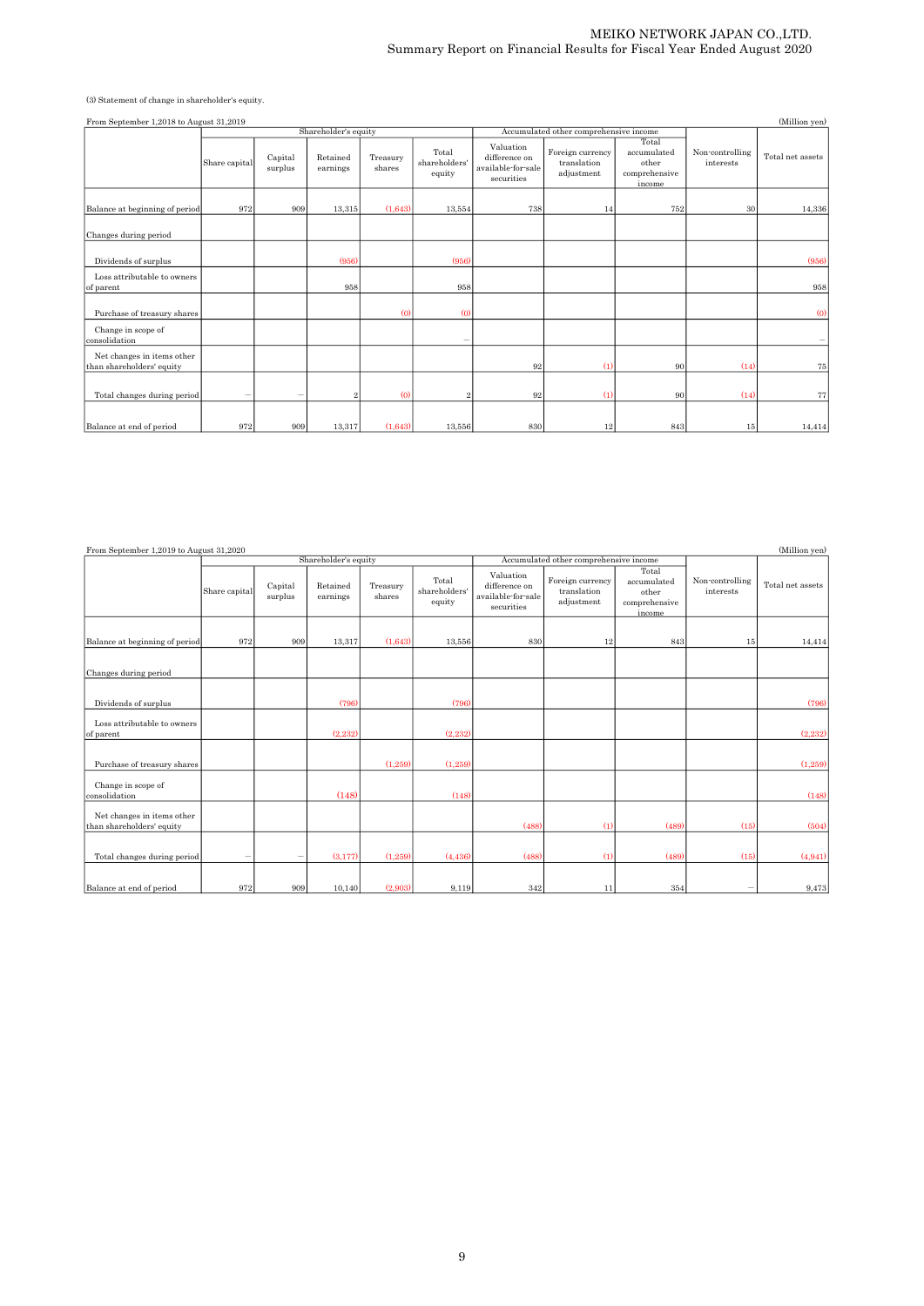(3) Statement of change in shareholder's equity.

From September 1,2018 to August 31,2019 (Million yen)

| | Shareholder's equity | | | | | Accumulated other comprehensive income | | | Non-controlling interests | Total net assets |
|---|---|---|---|---|---|---|---|---|---|---|
| | Share capital | Capital surplus | Retained earnings | Treasury shares | Total shareholders' equity | Valuation difference on available-for-sale securities | Foreign currency translation adjustment | Total accumulated other comprehensive income | | |
| Balance at beginning of period | 972 | 909 | 13,315 | (1,643) | 13,554 | 738 | 14 | 752 | 30 | 14,336 |
| Changes during period | | | | | | | | | | |
| Dividends of surplus | | | (956) | | (956) | | | | | (956) |
| Loss attributable to owners of parent | | | 958 | | 958 | | | | | 958 |
| Purchase of treasury shares | | | | (0) | (0) | | | | | (0) |
| Change in scope of consolidation | | | | | – | | | | | – |
| Net changes in items other than shareholders' equity | | | | | | 92 | (1) | 90 | (14) | 75 |
| Total changes during period | – | – | 2 | (0) | 2 | 92 | (1) | 90 | (14) | 77 |
| Balance at end of period | 972 | 909 | 13,317 | (1,643) | 13,556 | 830 | 12 | 843 | 15 | 14,414 |

From September 1,2019 to August 31,2020 (Million yen)

| | Shareholder's equity | | | | | Accumulated other comprehensive income | | | Non-controlling interests | Total net assets |
|---|---|---|---|---|---|---|---|---|---|---|
| | Share capital | Capital surplus | Retained earnings | Treasury shares | Total shareholders' equity | Valuation difference on available-for-sale securities | Foreign currency translation adjustment | Total accumulated other comprehensive income | | |
| Balance at beginning of period | 972 | 909 | 13,317 | (1,643) | 13,556 | 830 | 12 | 843 | 15 | 14,414 |
| Changes during period | | | | | | | | | | |
| Dividends of surplus | | | (796) | | (796) | | | | | (796) |
| Loss attributable to owners of parent | | | (2,232) | | (2,232) | | | | | (2,232) |
| Purchase of treasury shares | | | | (1,259) | (1,259) | | | | | (1,259) |
| Change in scope of consolidation | | | (148) | | (148) | | | | | (148) |
| Net changes in items other than shareholders' equity | | | | | | (488) | (1) | (489) | (15) | (504) |
| Total changes during period | – | – | (3,177) | (1,259) | (4,436) | (488) | (1) | (489) | (15) | (4,941) |
| Balance at end of period | 972 | 909 | 10,140 | (2,903) | 9,119 | 342 | 11 | 354 | – | 9,473 |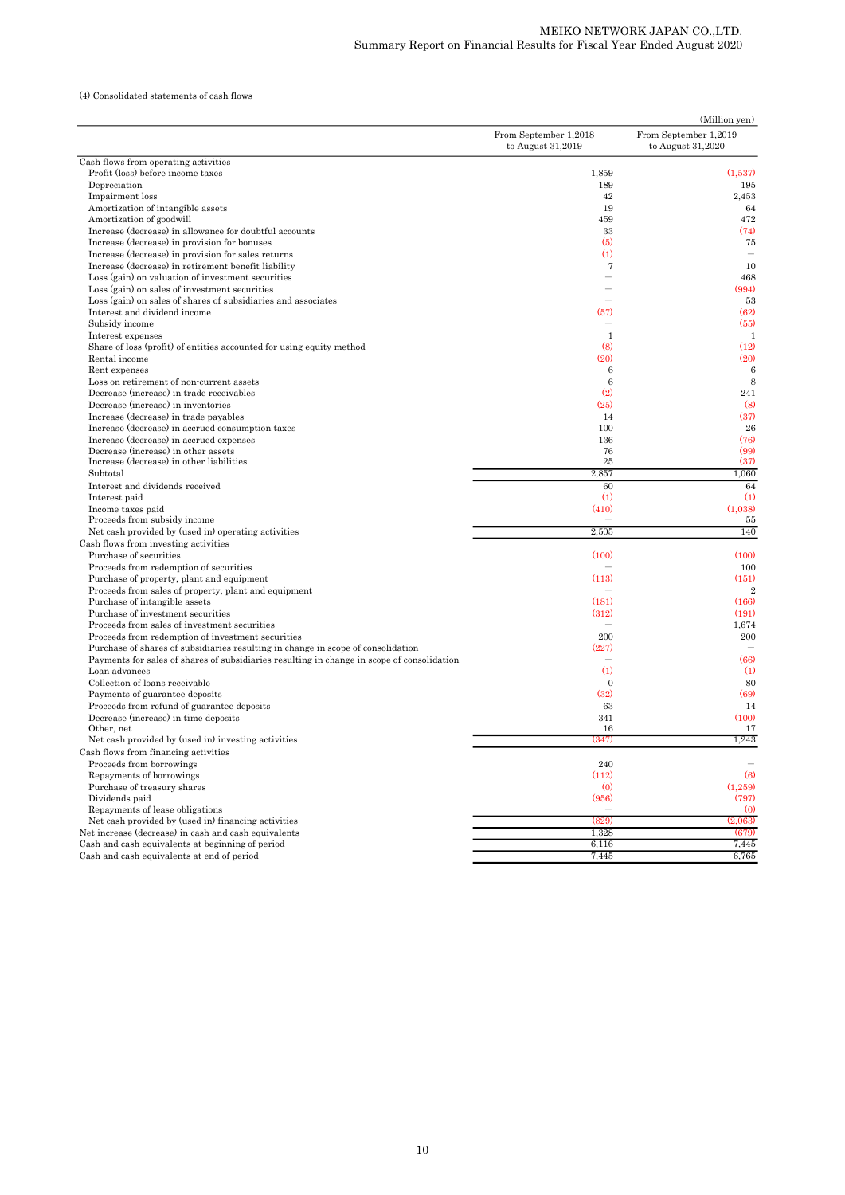(4) Consolidated statements of cash flows

(Million yen)

| | From September 1,2018 to August 31,2019 | From September 1,2019 to August 31,2020 |
|---|---|---|
| Cash flows from operating activities | | |
| Profit (loss) before income taxes | 1,859 | (1,537) |
| Depreciation | 189 | 195 |
| Impairment loss | 42 | 2,453 |
| Amortization of intangible assets | 19 | 64 |
| Amortization of goodwill | 459 | 472 |
| Increase (decrease) in allowance for doubtful accounts | 33 | (74) |
| Increase (decrease) in provision for bonuses | (5) | 75 |
| Increase (decrease) in provision for sales returns | (1) | — |
| Increase (decrease) in retirement benefit liability | 7 | 10 |
| Loss (gain) on valuation of investment securities | — | 468 |
| Loss (gain) on sales of investment securities | — | (994) |
| Loss (gain) on sales of shares of subsidiaries and associates | — | 53 |
| Interest and dividend income | (57) | (62) |
| Subsidy income | — | (55) |
| Interest expenses | 1 | 1 |
| Share of loss (profit) of entities accounted for using equity method | (8) | (12) |
| Rental income | (20) | (20) |
| Rent expenses | 6 | 6 |
| Loss on retirement of non-current assets | 6 | 8 |
| Decrease (increase) in trade receivables | (2) | 241 |
| Decrease (increase) in inventories | (25) | (8) |
| Increase (decrease) in trade payables | 14 | (37) |
| Increase (decrease) in accrued consumption taxes | 100 | 26 |
| Increase (decrease) in accrued expenses | 136 | (76) |
| Decrease (increase) in other assets | 76 | (99) |
| Increase (decrease) in other liabilities | 25 | (37) |
| Subtotal | 2,857 | 1,060 |
| Interest and dividends received | 60 | 64 |
| Interest paid | (1) | (1) |
| Income taxes paid | (410) | (1,038) |
| Proceeds from subsidy income | — | 55 |
| Net cash provided by (used in) operating activities | 2,505 | 140 |
| Cash flows from investing activities | | |
| Purchase of securities | (100) | (100) |
| Proceeds from redemption of securities | — | 100 |
| Purchase of property, plant and equipment | (113) | (151) |
| Proceeds from sales of property, plant and equipment | — | 2 |
| Purchase of intangible assets | (181) | (166) |
| Purchase of investment securities | (312) | (191) |
| Proceeds from sales of investment securities | — | 1,674 |
| Proceeds from redemption of investment securities | 200 | 200 |
| Purchase of shares of subsidiaries resulting in change in scope of consolidation | (227) | — |
| Payments for sales of shares of subsidiaries resulting in change in scope of consolidation | — | (66) |
| Loan advances | (1) | (1) |
| Collection of loans receivable | 0 | 80 |
| Payments of guarantee deposits | (32) | (69) |
| Proceeds from refund of guarantee deposits | 63 | 14 |
| Decrease (increase) in time deposits | 341 | (100) |
| Other, net | 16 | 17 |
| Net cash provided by (used in) investing activities | (347) | 1,243 |
| Cash flows from financing activities | | |
| Proceeds from borrowings | 240 | — |
| Repayments of borrowings | (112) | (6) |
| Purchase of treasury shares | (0) | (1,259) |
| Dividends paid | (956) | (797) |
| Repayments of lease obligations | — | (0) |
| Net cash provided by (used in) financing activities | (829) | (2,063) |
| Net increase (decrease) in cash and cash equivalents | 1,328 | (679) |
| Cash and cash equivalents at beginning of period | 6,116 | 7,445 |
| Cash and cash equivalents at end of period | 7,445 | 6,765 |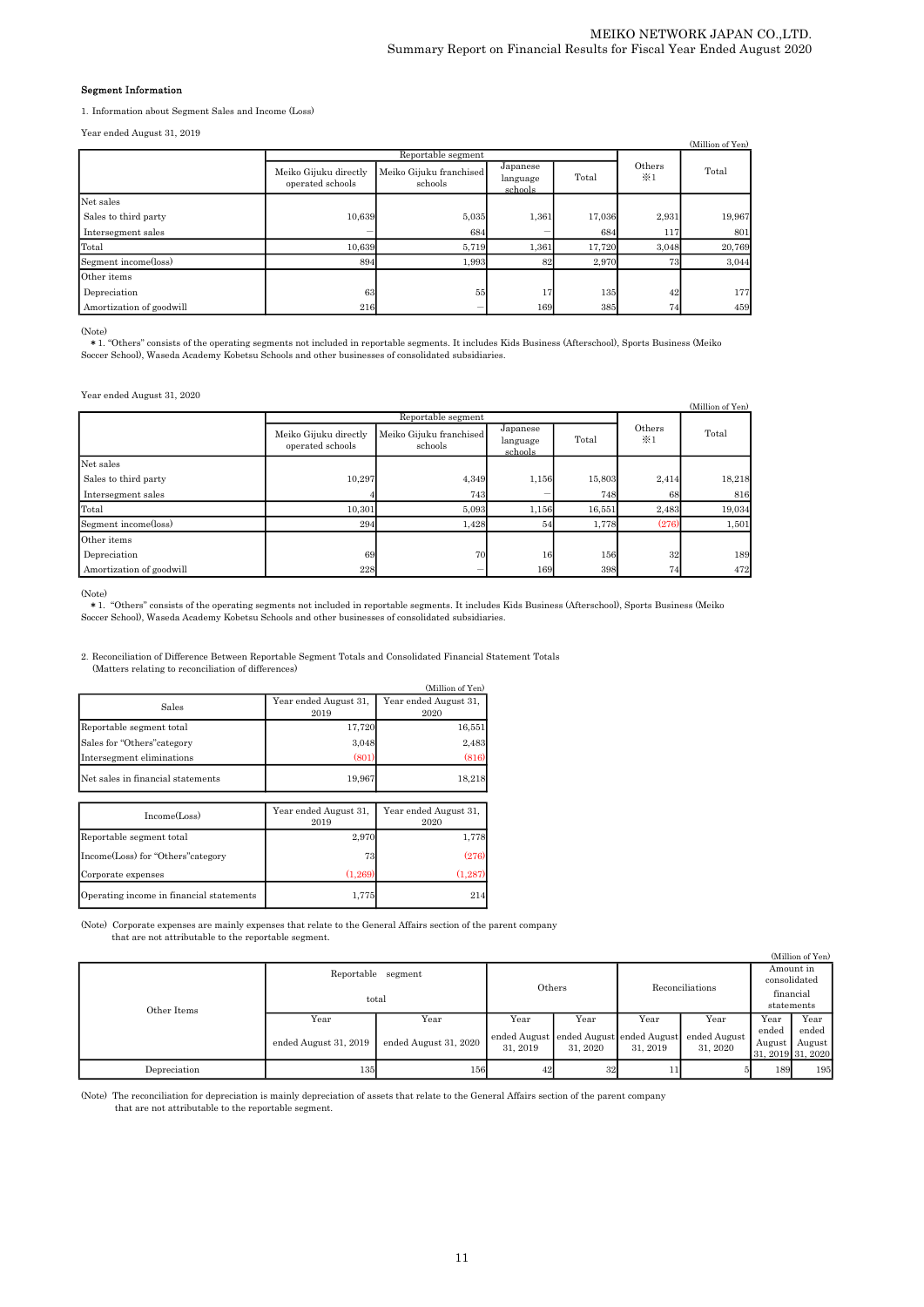### Segment Information

1. Information about Segment Sales and Income (Loss)

Year ended August 31, 2019

(Million of Yen)

| | Reportable segment | | | | Others ※1 | Total |
|---|---|---|---|---|---|---|
| | Meiko Gijuku directly operated schools | Meiko Gijuku franchised schools | Japanese language schools | Total | | |
| Net sales | | | | | | |
| Sales to third party | 10,639 | 5,035 | 1,361 | 17,036 | 2,931 | 19,967 |
| Intersegment sales | － | 684 | － | 684 | 117 | 801 |
| Total | 10,639 | 5,719 | 1,361 | 17,720 | 3,048 | 20,769 |
| Segment income(loss) | 894 | 1,993 | 82 | 2,970 | 73 | 3,044 |
| Other items | | | | | | |
| Depreciation | 63 | 55 | 17 | 135 | 42 | 177 |
| Amortization of goodwill | 216 | － | 169 | 385 | 74 | 459 |

(Note)
＊1. "Others" consists of the operating segments not included in reportable segments. It includes Kids Business (Afterschool), Sports Business (Meiko Soccer School), Waseda Academy Kobetsu Schools and other businesses of consolidated subsidiaries.

Year ended August 31, 2020

(Million of Yen)

| | Reportable segment | | | | Others ※1 | Total |
|---|---|---|---|---|---|---|
| | Meiko Gijuku directly operated schools | Meiko Gijuku franchised schools | Japanese language schools | Total | | |
| Net sales | | | | | | |
| Sales to third party | 10,297 | 4,349 | 1,156 | 15,803 | 2,414 | 18,218 |
| Intersegment sales | 4 | 743 | － | 748 | 68 | 816 |
| Total | 10,301 | 5,093 | 1,156 | 16,551 | 2,483 | 19,034 |
| Segment income(loss) | 294 | 1,428 | 54 | 1,778 | (276) | 1,501 |
| Other items | | | | | | |
| Depreciation | 69 | 70 | 16 | 156 | 32 | 189 |
| Amortization of goodwill | 228 | － | 169 | 398 | 74 | 472 |

(Note)
＊1. "Others" consists of the operating segments not included in reportable segments. It includes Kids Business (Afterschool), Sports Business (Meiko Soccer School), Waseda Academy Kobetsu Schools and other businesses of consolidated subsidiaries.

2. Reconciliation of Difference Between Reportable Segment Totals and Consolidated Financial Statement Totals
(Matters relating to reconciliation of differences)

(Million of Yen)

| Sales | Year ended August 31, 2019 | Year ended August 31, 2020 |
|---|---|---|
| Reportable segment total | 17,720 | 16,551 |
| Sales for "Others"category | 3,048 | 2,483 |
| Intersegment eliminations | (801) | (816) |
| Net sales in financial statements | 19,967 | 18,218 |

| Income(Loss) | Year ended August 31, 2019 | Year ended August 31, 2020 |
|---|---|---|
| Reportable segment total | 2,970 | 1,778 |
| Income(Loss) for "Others"category | 73 | (276) |
| Corporate expenses | (1,269) | (1,287) |
| Operating income in financial statements | 1,775 | 214 |

(Note) Corporate expenses are mainly expenses that relate to the General Affairs section of the parent company that are not attributable to the reportable segment.

(Million of Yen)

| Other Items | Reportable segment total | | Others | | Reconciliations | | Amount in consolidated financial statements | |
|---|---|---|---|---|---|---|---|---|
| | Year ended August 31, 2019 | Year ended August 31, 2020 | Year ended August 31, 2019 | Year ended August 31, 2020 | Year ended August 31, 2019 | Year ended August 31, 2020 | Year ended August 31, 2019 | Year ended August 31, 2020 |
| Depreciation | 135 | 156 | 42 | 32 | 11 | 5 | 189 | 195 |

(Note) The reconciliation for depreciation is mainly depreciation of assets that relate to the General Affairs section of the parent company that are not attributable to the reportable segment.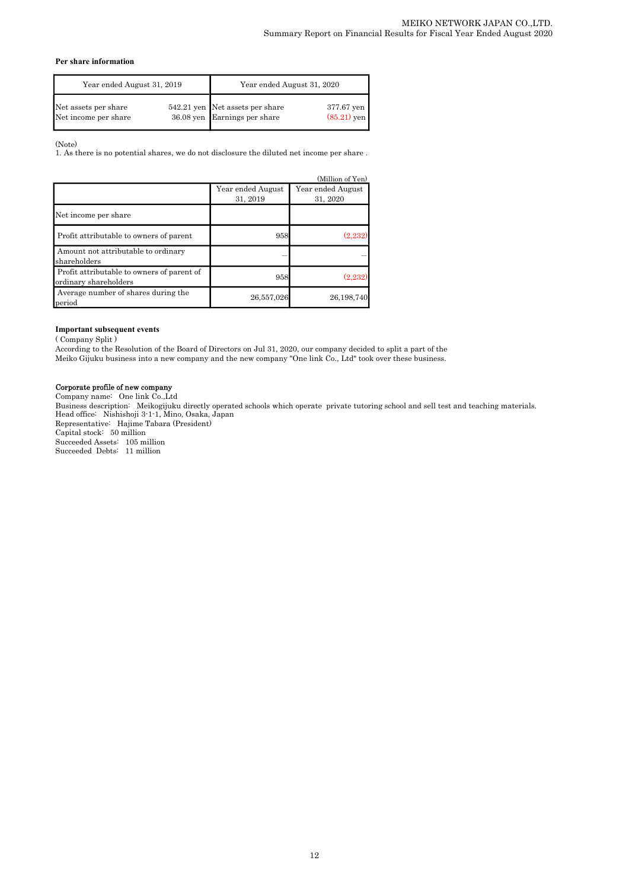**Per share information**

| Year ended August 31, 2019 | | Year ended August 31, 2020 | |
|---|---|---|---|
| Net assets per share | 542.21 yen | Net assets per share | 377.67 yen |
| Net income per share | 36.08 yen | Earnings per share | (85.21) yen |

(Note)
1. As there is no potential shares, we do not disclosure the diluted net income per share .

(Million of Yen)

| | Year ended August 31, 2019 | Year ended August 31, 2020 |
|---|---|---|
| Net income per share | | |
| Profit attributable to owners of parent | 958 | (2,232) |
| Amount not attributable to ordinary shareholders | — | — |
| Profit attributable to owners of parent of ordinary shareholders | 958 | (2,232) |
| Average number of shares during the period | 26,557,026 | 26,198,740 |

**Important subsequent events**

( Company Split )

According to the Resolution of the Board of Directors on Jul 31, 2020, our company decided to split a part of the Meiko Gijuku business into a new company and the new company "One link Co., Ltd" took over these business.

Corporate profile of new company

Company name: One link Co.,Ltd
Business description: Meikogijuku directly operated schools which operate private tutoring school and sell test and teaching materials.
Head office: Nishishoji 3-1-1, Mino, Osaka, Japan
Representative: Hajime Tabara (President)
Capital stock: 50 million
Succeeded Assets: 105 million
Succeeded Debts: 11 million